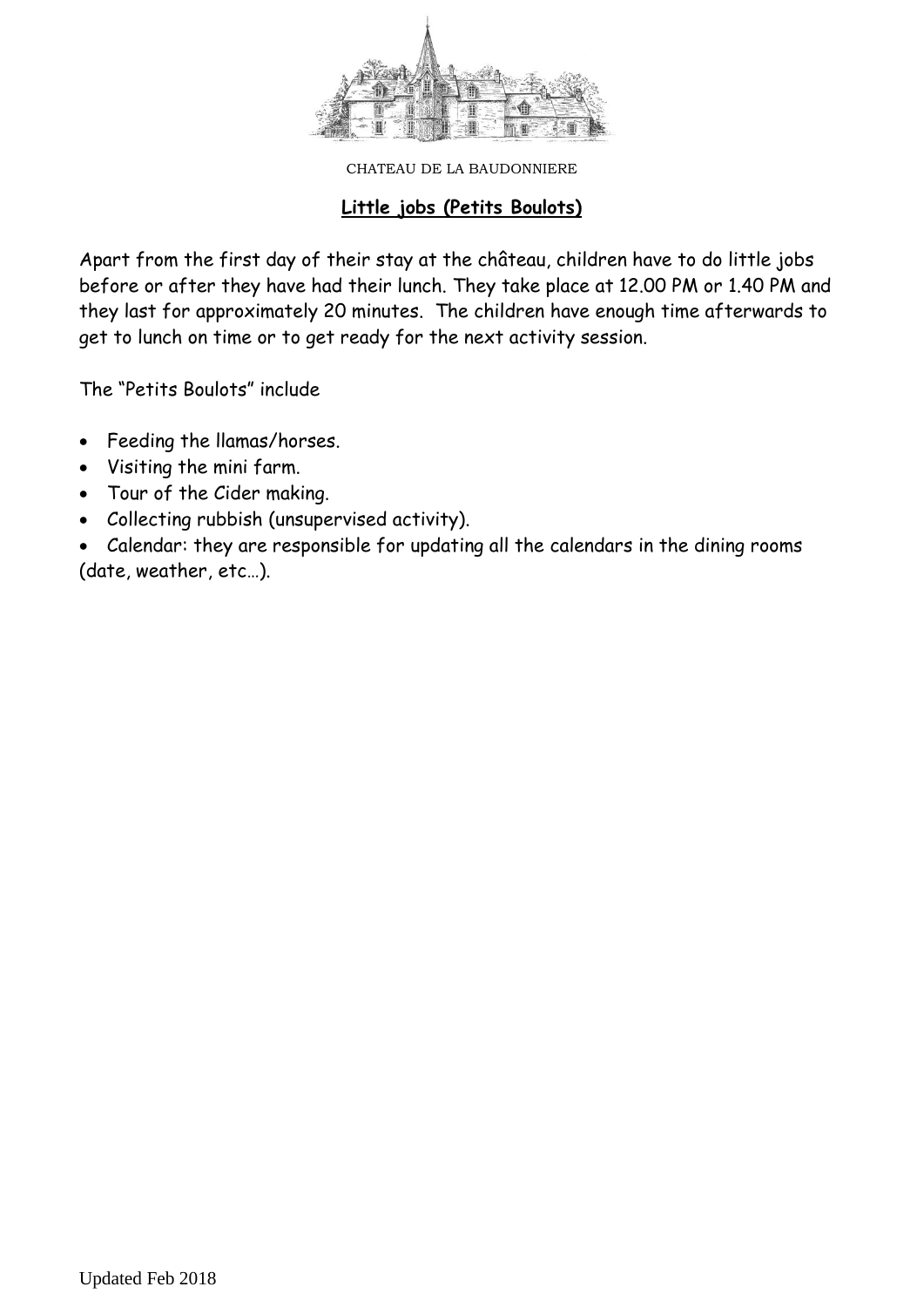CHATEAU DE LA BAUDONNIERE

## Little jobs (Petits Boulots)

Apart from the first day of their stay at the château, children have to do little jobs before or after they have had their lunch. They take place at 12.00 PM or 1.40 PM and they last for approximately 20 minutes. The children have enough time afterwards to get to lunch on time or to get ready for the next activity session.

The "Petits Boulots" include

- Feeding the llamas/horses.
- Visiting the mini farm.
- Tour of the Cider making.
- Collecting rubbish (unsupervised activity).
- Calendar: they are responsible for updating all the calendars in the dining rooms (date, weather, etc…).

Updated Feb 2018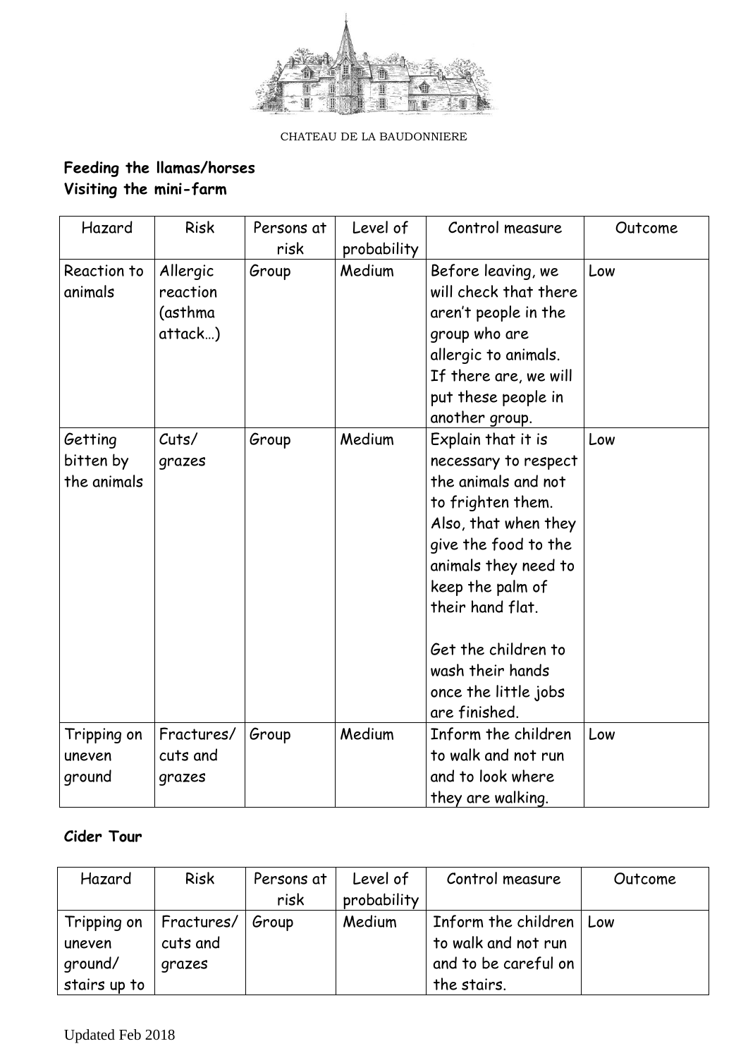CHATEAU DE LA BAUDONNIERE

**Feeding the llamas/horses**
**Visiting the mini-farm**

| Hazard | Risk | Persons at risk | Level of probability | Control measure | Outcome |
|---|---|---|---|---|---|
| Reaction to animals | Allergic reaction (asthma attack…) | Group | Medium | Before leaving, we will check that there aren't people in the group who are allergic to animals. If there are, we will put these people in another group. | Low |
| Getting bitten by the animals | Cuts/ grazes | Group | Medium | Explain that it is necessary to respect the animals and not to frighten them. Also, that when they give the food to the animals they need to keep the palm of their hand flat.<br><br>Get the children to wash their hands once the little jobs are finished. | Low |
| Tripping on uneven ground | Fractures/ cuts and grazes | Group | Medium | Inform the children to walk and not run and to look where they are walking. | Low |

**Cider Tour**

| Hazard | Risk | Persons at risk | Level of probability | Control measure | Outcome |
|---|---|---|---|---|---|
| Tripping on uneven ground/ stairs up to | Fractures/ cuts and grazes | Group | Medium | Inform the children to walk and not run and to be careful on the stairs. | Low |

Updated Feb 2018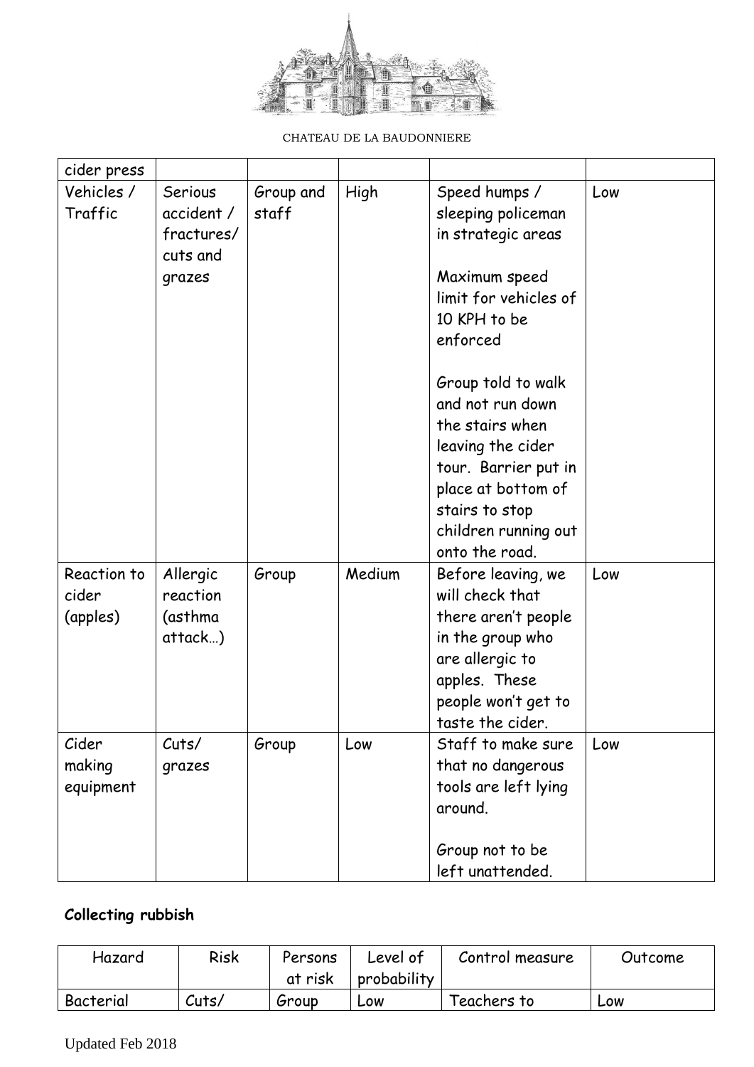| | | | | | |
|---|---|---|---|---|---|
| cider press | | | | | |
| Vehicles / Traffic | Serious accident / fractures/ cuts and grazes | Group and staff | High | Speed humps / sleeping policeman in strategic areas<br><br>Maximum speed limit for vehicles of 10 KPH to be enforced<br><br>Group told to walk and not run down the stairs when leaving the cider tour. Barrier put in place at bottom of stairs to stop children running out onto the road. | Low |
| Reaction to cider (apples) | Allergic reaction (asthma attack…) | Group | Medium | Before leaving, we will check that there aren't people in the group who are allergic to apples. These people won't get to taste the cider. | Low |
| Cider making equipment | Cuts/ grazes | Group | Low | Staff to make sure that no dangerous tools are left lying around.<br><br>Group not to be left unattended. | Low |

**Collecting rubbish**

| Hazard | Risk | Persons at risk | Level of probability | Control measure | Outcome |
|---|---|---|---|---|---|
| Bacterial | Cuts/ | Group | Low | Teachers to | Low |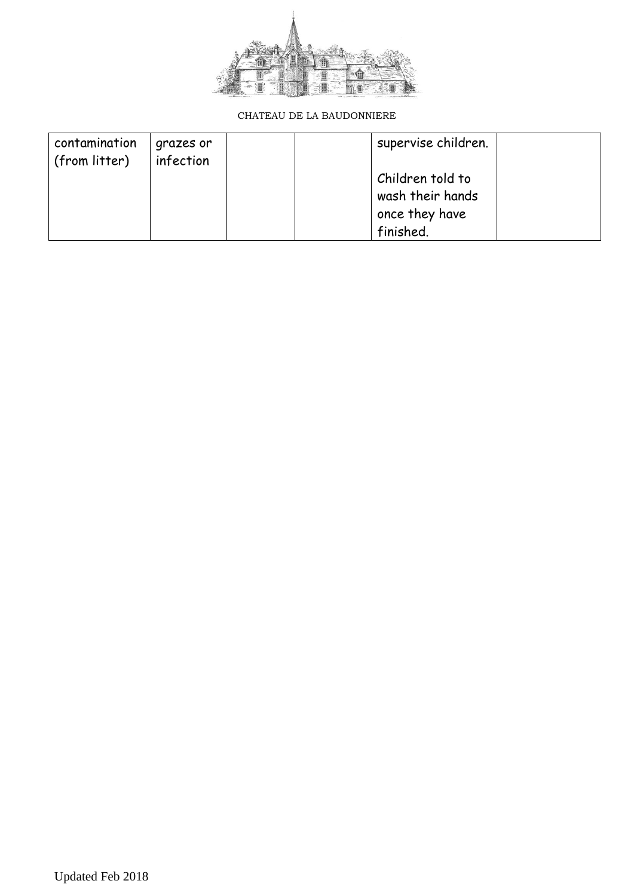| | | | | | |
|---|---|---|---|---|---|
| contamination (from litter) | grazes or infection | | | supervise children.<br><br>Children told to wash their hands once they have finished. | |